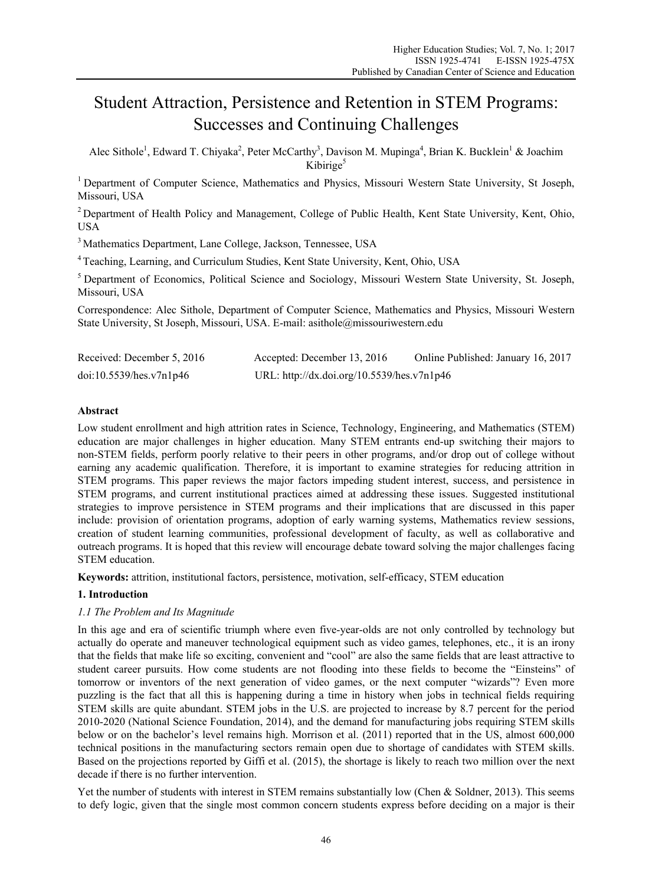# Student Attraction, Persistence and Retention in STEM Programs: Successes and Continuing Challenges

Alec Sithole[1], Edward T. Chiyaka[2], Peter McCarthy[3], Davison M. Mupinga[4], Brian K. Bucklein[1] & Joachim Kibirige[5]

[1] Department of Computer Science, Mathematics and Physics, Missouri Western State University, St Joseph, Missouri, USA

[2] Department of Health Policy and Management, College of Public Health, Kent State University, Kent, Ohio, USA

[3] Mathematics Department, Lane College, Jackson, Tennessee, USA

[4] Teaching, Learning, and Curriculum Studies, Kent State University, Kent, Ohio, USA

[5] Department of Economics, Political Science and Sociology, Missouri Western State University, St. Joseph, Missouri, USA

Correspondence: Alec Sithole, Department of Computer Science, Mathematics and Physics, Missouri Western State University, St Joseph, Missouri, USA. E-mail: asithole@missouriwestern.edu

Received: December 5, 2016  Accepted: December 13, 2016  Online Published: January 16, 2017

doi:10.5539/hes.v7n1p46  URL: http://dx.doi.org/10.5539/hes.v7n1p46

## Abstract

Low student enrollment and high attrition rates in Science, Technology, Engineering, and Mathematics (STEM) education are major challenges in higher education. Many STEM entrants end-up switching their majors to non-STEM fields, perform poorly relative to their peers in other programs, and/or drop out of college without earning any academic qualification. Therefore, it is important to examine strategies for reducing attrition in STEM programs. This paper reviews the major factors impeding student interest, success, and persistence in STEM programs, and current institutional practices aimed at addressing these issues. Suggested institutional strategies to improve persistence in STEM programs and their implications that are discussed in this paper include: provision of orientation programs, adoption of early warning systems, Mathematics review sessions, creation of student learning communities, professional development of faculty, as well as collaborative and outreach programs. It is hoped that this review will encourage debate toward solving the major challenges facing STEM education.

**Keywords:** attrition, institutional factors, persistence, motivation, self-efficacy, STEM education

## 1. Introduction

### *1.1 The Problem and Its Magnitude*

In this age and era of scientific triumph where even five-year-olds are not only controlled by technology but actually do operate and maneuver technological equipment such as video games, telephones, etc., it is an irony that the fields that make life so exciting, convenient and "cool" are also the same fields that are least attractive to student career pursuits. How come students are not flooding into these fields to become the "Einsteins" of tomorrow or inventors of the next generation of video games, or the next computer "wizards"? Even more puzzling is the fact that all this is happening during a time in history when jobs in technical fields requiring STEM skills are quite abundant. STEM jobs in the U.S. are projected to increase by 8.7 percent for the period 2010-2020 (National Science Foundation, 2014), and the demand for manufacturing jobs requiring STEM skills below or on the bachelor's level remains high. Morrison et al. (2011) reported that in the US, almost 600,000 technical positions in the manufacturing sectors remain open due to shortage of candidates with STEM skills. Based on the projections reported by Giffi et al. (2015), the shortage is likely to reach two million over the next decade if there is no further intervention.

Yet the number of students with interest in STEM remains substantially low (Chen & Soldner, 2013). This seems to defy logic, given that the single most common concern students express before deciding on a major is their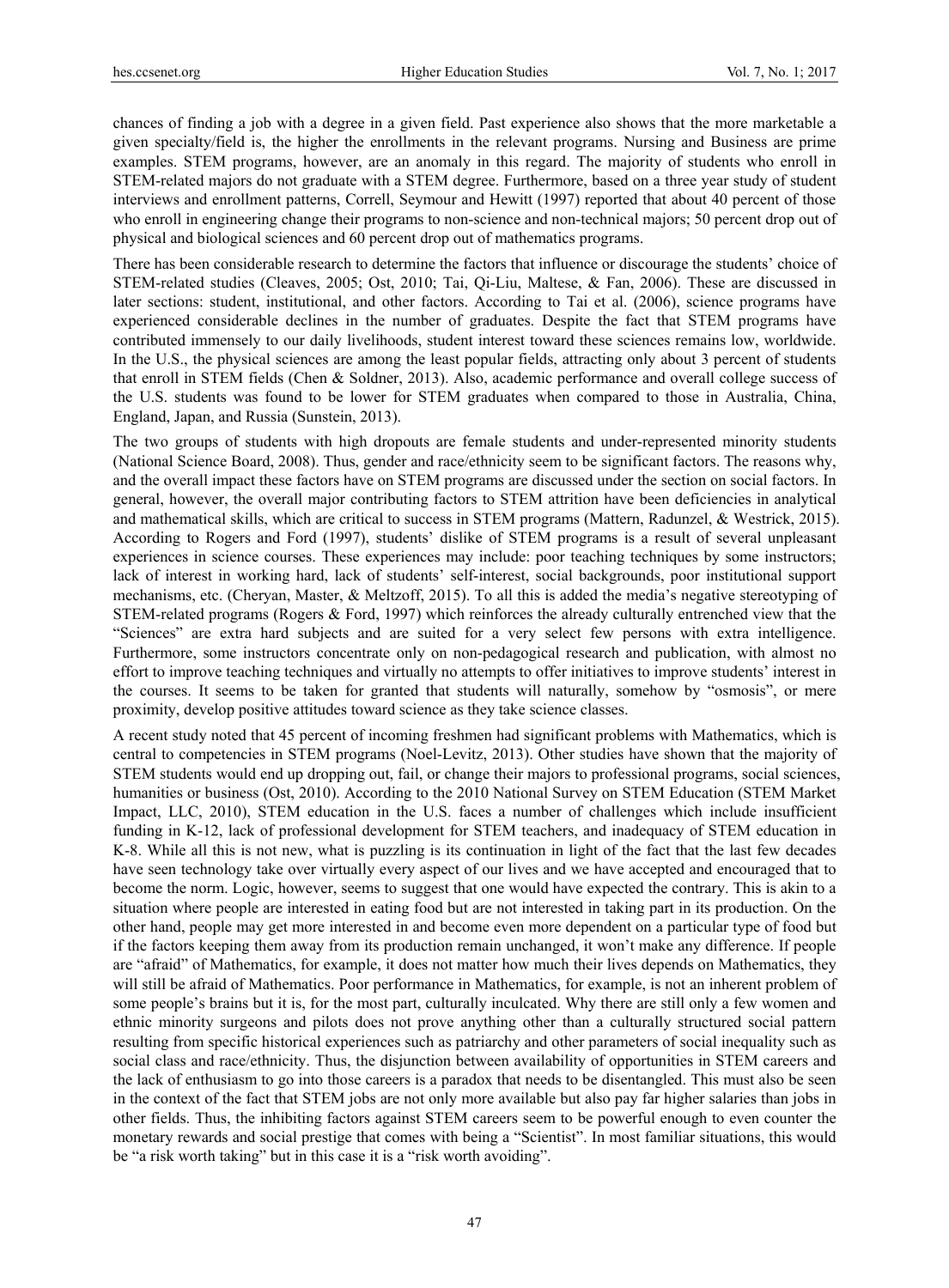chances of finding a job with a degree in a given field. Past experience also shows that the more marketable a given specialty/field is, the higher the enrollments in the relevant programs. Nursing and Business are prime examples. STEM programs, however, are an anomaly in this regard. The majority of students who enroll in STEM-related majors do not graduate with a STEM degree. Furthermore, based on a three year study of student interviews and enrollment patterns, Correll, Seymour and Hewitt (1997) reported that about 40 percent of those who enroll in engineering change their programs to non-science and non-technical majors; 50 percent drop out of physical and biological sciences and 60 percent drop out of mathematics programs.

There has been considerable research to determine the factors that influence or discourage the students' choice of STEM-related studies (Cleaves, 2005; Ost, 2010; Tai, Qi-Liu, Maltese, & Fan, 2006). These are discussed in later sections: student, institutional, and other factors. According to Tai et al. (2006), science programs have experienced considerable declines in the number of graduates. Despite the fact that STEM programs have contributed immensely to our daily livelihoods, student interest toward these sciences remains low, worldwide. In the U.S., the physical sciences are among the least popular fields, attracting only about 3 percent of students that enroll in STEM fields (Chen & Soldner, 2013). Also, academic performance and overall college success of the U.S. students was found to be lower for STEM graduates when compared to those in Australia, China, England, Japan, and Russia (Sunstein, 2013).

The two groups of students with high dropouts are female students and under-represented minority students (National Science Board, 2008). Thus, gender and race/ethnicity seem to be significant factors. The reasons why, and the overall impact these factors have on STEM programs are discussed under the section on social factors. In general, however, the overall major contributing factors to STEM attrition have been deficiencies in analytical and mathematical skills, which are critical to success in STEM programs (Mattern, Radunzel, & Westrick, 2015). According to Rogers and Ford (1997), students' dislike of STEM programs is a result of several unpleasant experiences in science courses. These experiences may include: poor teaching techniques by some instructors; lack of interest in working hard, lack of students' self-interest, social backgrounds, poor institutional support mechanisms, etc. (Cheryan, Master, & Meltzoff, 2015). To all this is added the media's negative stereotyping of STEM-related programs (Rogers & Ford, 1997) which reinforces the already culturally entrenched view that the "Sciences" are extra hard subjects and are suited for a very select few persons with extra intelligence. Furthermore, some instructors concentrate only on non-pedagogical research and publication, with almost no effort to improve teaching techniques and virtually no attempts to offer initiatives to improve students' interest in the courses. It seems to be taken for granted that students will naturally, somehow by "osmosis", or mere proximity, develop positive attitudes toward science as they take science classes.

A recent study noted that 45 percent of incoming freshmen had significant problems with Mathematics, which is central to competencies in STEM programs (Noel-Levitz, 2013). Other studies have shown that the majority of STEM students would end up dropping out, fail, or change their majors to professional programs, social sciences, humanities or business (Ost, 2010). According to the 2010 National Survey on STEM Education (STEM Market Impact, LLC, 2010), STEM education in the U.S. faces a number of challenges which include insufficient funding in K-12, lack of professional development for STEM teachers, and inadequacy of STEM education in K-8. While all this is not new, what is puzzling is its continuation in light of the fact that the last few decades have seen technology take over virtually every aspect of our lives and we have accepted and encouraged that to become the norm. Logic, however, seems to suggest that one would have expected the contrary. This is akin to a situation where people are interested in eating food but are not interested in taking part in its production. On the other hand, people may get more interested in and become even more dependent on a particular type of food but if the factors keeping them away from its production remain unchanged, it won't make any difference. If people are "afraid" of Mathematics, for example, it does not matter how much their lives depends on Mathematics, they will still be afraid of Mathematics. Poor performance in Mathematics, for example, is not an inherent problem of some people's brains but it is, for the most part, culturally inculcated. Why there are still only a few women and ethnic minority surgeons and pilots does not prove anything other than a culturally structured social pattern resulting from specific historical experiences such as patriarchy and other parameters of social inequality such as social class and race/ethnicity. Thus, the disjunction between availability of opportunities in STEM careers and the lack of enthusiasm to go into those careers is a paradox that needs to be disentangled. This must also be seen in the context of the fact that STEM jobs are not only more available but also pay far higher salaries than jobs in other fields. Thus, the inhibiting factors against STEM careers seem to be powerful enough to even counter the monetary rewards and social prestige that comes with being a "Scientist". In most familiar situations, this would be "a risk worth taking" but in this case it is a "risk worth avoiding".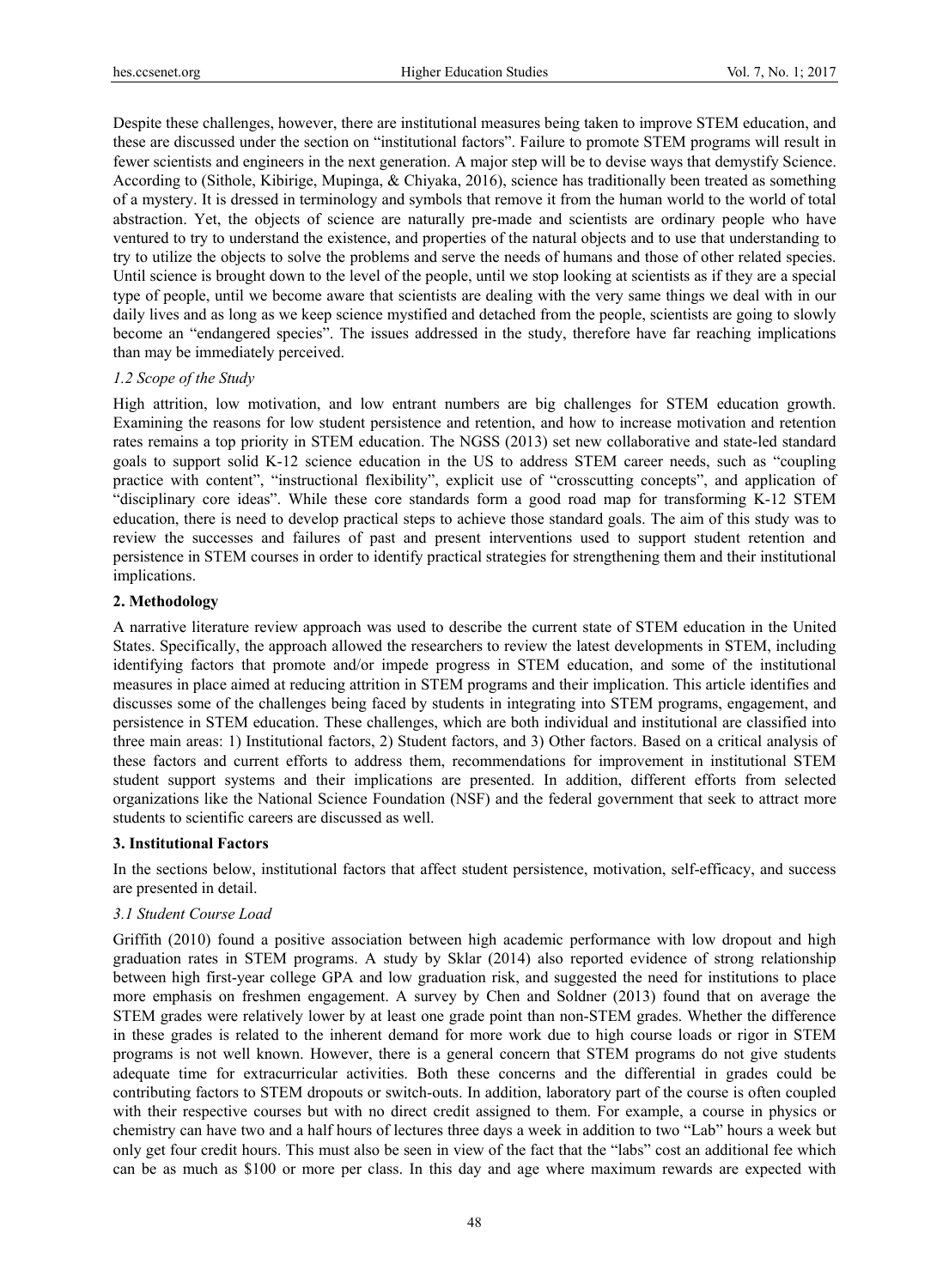Despite these challenges, however, there are institutional measures being taken to improve STEM education, and these are discussed under the section on "institutional factors". Failure to promote STEM programs will result in fewer scientists and engineers in the next generation. A major step will be to devise ways that demystify Science. According to (Sithole, Kibirige, Mupinga, & Chiyaka, 2016), science has traditionally been treated as something of a mystery. It is dressed in terminology and symbols that remove it from the human world to the world of total abstraction. Yet, the objects of science are naturally pre-made and scientists are ordinary people who have ventured to try to understand the existence, and properties of the natural objects and to use that understanding to try to utilize the objects to solve the problems and serve the needs of humans and those of other related species. Until science is brought down to the level of the people, until we stop looking at scientists as if they are a special type of people, until we become aware that scientists are dealing with the very same things we deal with in our daily lives and as long as we keep science mystified and detached from the people, scientists are going to slowly become an "endangered species". The issues addressed in the study, therefore have far reaching implications than may be immediately perceived.

### *1.2 Scope of the Study*

High attrition, low motivation, and low entrant numbers are big challenges for STEM education growth. Examining the reasons for low student persistence and retention, and how to increase motivation and retention rates remains a top priority in STEM education. The NGSS (2013) set new collaborative and state-led standard goals to support solid K-12 science education in the US to address STEM career needs, such as "coupling practice with content", "instructional flexibility", explicit use of "crosscutting concepts", and application of "disciplinary core ideas". While these core standards form a good road map for transforming K-12 STEM education, there is need to develop practical steps to achieve those standard goals. The aim of this study was to review the successes and failures of past and present interventions used to support student retention and persistence in STEM courses in order to identify practical strategies for strengthening them and their institutional implications.

## **2. Methodology**

A narrative literature review approach was used to describe the current state of STEM education in the United States. Specifically, the approach allowed the researchers to review the latest developments in STEM, including identifying factors that promote and/or impede progress in STEM education, and some of the institutional measures in place aimed at reducing attrition in STEM programs and their implication. This article identifies and discusses some of the challenges being faced by students in integrating into STEM programs, engagement, and persistence in STEM education. These challenges, which are both individual and institutional are classified into three main areas: 1) Institutional factors, 2) Student factors, and 3) Other factors. Based on a critical analysis of these factors and current efforts to address them, recommendations for improvement in institutional STEM student support systems and their implications are presented. In addition, different efforts from selected organizations like the National Science Foundation (NSF) and the federal government that seek to attract more students to scientific careers are discussed as well.

## **3. Institutional Factors**

In the sections below, institutional factors that affect student persistence, motivation, self-efficacy, and success are presented in detail.

### *3.1 Student Course Load*

Griffith (2010) found a positive association between high academic performance with low dropout and high graduation rates in STEM programs. A study by Sklar (2014) also reported evidence of strong relationship between high first-year college GPA and low graduation risk, and suggested the need for institutions to place more emphasis on freshmen engagement. A survey by Chen and Soldner (2013) found that on average the STEM grades were relatively lower by at least one grade point than non-STEM grades. Whether the difference in these grades is related to the inherent demand for more work due to high course loads or rigor in STEM programs is not well known. However, there is a general concern that STEM programs do not give students adequate time for extracurricular activities. Both these concerns and the differential in grades could be contributing factors to STEM dropouts or switch-outs. In addition, laboratory part of the course is often coupled with their respective courses but with no direct credit assigned to them. For example, a course in physics or chemistry can have two and a half hours of lectures three days a week in addition to two "Lab" hours a week but only get four credit hours. This must also be seen in view of the fact that the "labs" cost an additional fee which can be as much as $100 or more per class. In this day and age where maximum rewards are expected with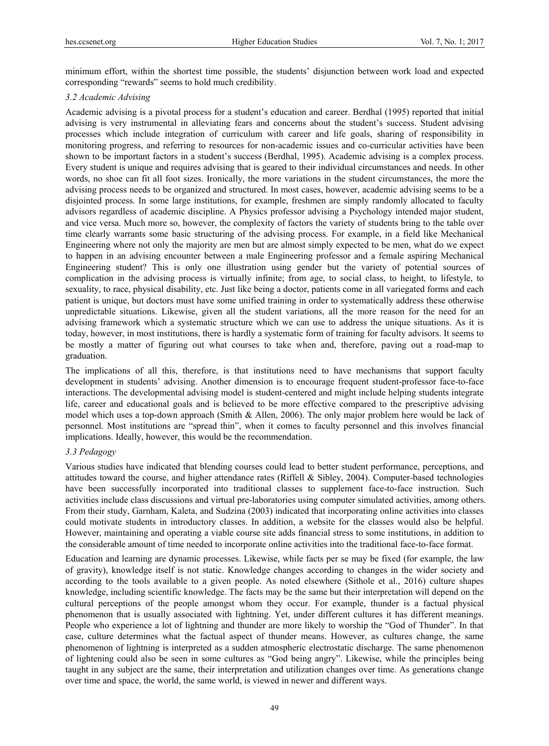minimum effort, within the shortest time possible, the students' disjunction between work load and expected corresponding "rewards" seems to hold much credibility.

### *3.2 Academic Advising*

Academic advising is a pivotal process for a student's education and career. Berdhal (1995) reported that initial advising is very instrumental in alleviating fears and concerns about the student's success. Student advising processes which include integration of curriculum with career and life goals, sharing of responsibility in monitoring progress, and referring to resources for non-academic issues and co-curricular activities have been shown to be important factors in a student's success (Berdhal, 1995). Academic advising is a complex process. Every student is unique and requires advising that is geared to their individual circumstances and needs. In other words, no shoe can fit all foot sizes. Ironically, the more variations in the student circumstances, the more the advising process needs to be organized and structured. In most cases, however, academic advising seems to be a disjointed process. In some large institutions, for example, freshmen are simply randomly allocated to faculty advisors regardless of academic discipline. A Physics professor advising a Psychology intended major student, and vice versa. Much more so, however, the complexity of factors the variety of students bring to the table over time clearly warrants some basic structuring of the advising process. For example, in a field like Mechanical Engineering where not only the majority are men but are almost simply expected to be men, what do we expect to happen in an advising encounter between a male Engineering professor and a female aspiring Mechanical Engineering student? This is only one illustration using gender but the variety of potential sources of complication in the advising process is virtually infinite; from age, to social class, to height, to lifestyle, to sexuality, to race, physical disability, etc. Just like being a doctor, patients come in all variegated forms and each patient is unique, but doctors must have some unified training in order to systematically address these otherwise unpredictable situations. Likewise, given all the student variations, all the more reason for the need for an advising framework which a systematic structure which we can use to address the unique situations. As it is today, however, in most institutions, there is hardly a systematic form of training for faculty advisors. It seems to be mostly a matter of figuring out what courses to take when and, therefore, paving out a road-map to graduation.

The implications of all this, therefore, is that institutions need to have mechanisms that support faculty development in students' advising. Another dimension is to encourage frequent student-professor face-to-face interactions. The developmental advising model is student-centered and might include helping students integrate life, career and educational goals and is believed to be more effective compared to the prescriptive advising model which uses a top-down approach (Smith & Allen, 2006). The only major problem here would be lack of personnel. Most institutions are "spread thin", when it comes to faculty personnel and this involves financial implications. Ideally, however, this would be the recommendation.

### *3.3 Pedagogy*

Various studies have indicated that blending courses could lead to better student performance, perceptions, and attitudes toward the course, and higher attendance rates (Riffell & Sibley, 2004). Computer-based technologies have been successfully incorporated into traditional classes to supplement face-to-face instruction. Such activities include class discussions and virtual pre-laboratories using computer simulated activities, among others. From their study, Garnham, Kaleta, and Sudzina (2003) indicated that incorporating online activities into classes could motivate students in introductory classes. In addition, a website for the classes would also be helpful. However, maintaining and operating a viable course site adds financial stress to some institutions, in addition to the considerable amount of time needed to incorporate online activities into the traditional face-to-face format.

Education and learning are dynamic processes. Likewise, while facts per se may be fixed (for example, the law of gravity), knowledge itself is not static. Knowledge changes according to changes in the wider society and according to the tools available to a given people. As noted elsewhere (Sithole et al., 2016) culture shapes knowledge, including scientific knowledge. The facts may be the same but their interpretation will depend on the cultural perceptions of the people amongst whom they occur. For example, thunder is a factual physical phenomenon that is usually associated with lightning. Yet, under different cultures it has different meanings. People who experience a lot of lightning and thunder are more likely to worship the "God of Thunder". In that case, culture determines what the factual aspect of thunder means. However, as cultures change, the same phenomenon of lightning is interpreted as a sudden atmospheric electrostatic discharge. The same phenomenon of lightening could also be seen in some cultures as "God being angry". Likewise, while the principles being taught in any subject are the same, their interpretation and utilization changes over time. As generations change over time and space, the world, the same world, is viewed in newer and different ways.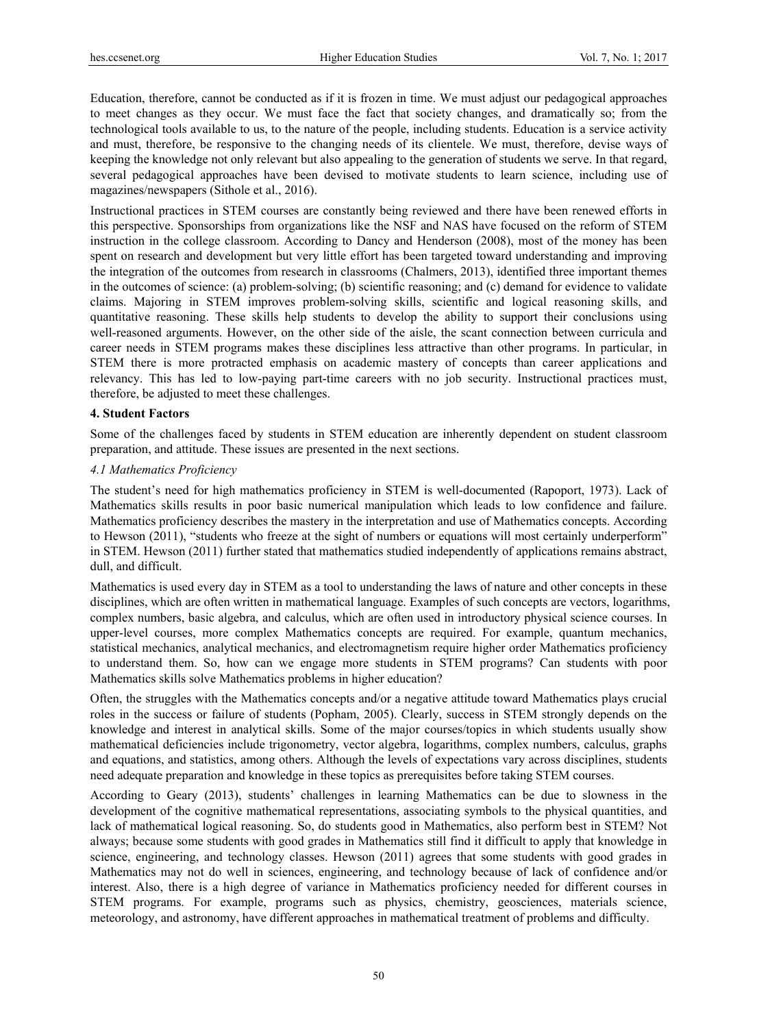Education, therefore, cannot be conducted as if it is frozen in time. We must adjust our pedagogical approaches to meet changes as they occur. We must face the fact that society changes, and dramatically so; from the technological tools available to us, to the nature of the people, including students. Education is a service activity and must, therefore, be responsive to the changing needs of its clientele. We must, therefore, devise ways of keeping the knowledge not only relevant but also appealing to the generation of students we serve. In that regard, several pedagogical approaches have been devised to motivate students to learn science, including use of magazines/newspapers (Sithole et al., 2016).

Instructional practices in STEM courses are constantly being reviewed and there have been renewed efforts in this perspective. Sponsorships from organizations like the NSF and NAS have focused on the reform of STEM instruction in the college classroom. According to Dancy and Henderson (2008), most of the money has been spent on research and development but very little effort has been targeted toward understanding and improving the integration of the outcomes from research in classrooms (Chalmers, 2013), identified three important themes in the outcomes of science: (a) problem-solving; (b) scientific reasoning; and (c) demand for evidence to validate claims. Majoring in STEM improves problem-solving skills, scientific and logical reasoning skills, and quantitative reasoning. These skills help students to develop the ability to support their conclusions using well-reasoned arguments. However, on the other side of the aisle, the scant connection between curricula and career needs in STEM programs makes these disciplines less attractive than other programs. In particular, in STEM there is more protracted emphasis on academic mastery of concepts than career applications and relevancy. This has led to low-paying part-time careers with no job security. Instructional practices must, therefore, be adjusted to meet these challenges.

## 4. Student Factors

Some of the challenges faced by students in STEM education are inherently dependent on student classroom preparation, and attitude. These issues are presented in the next sections.

### *4.1 Mathematics Proficiency*

The student's need for high mathematics proficiency in STEM is well-documented (Rapoport, 1973). Lack of Mathematics skills results in poor basic numerical manipulation which leads to low confidence and failure. Mathematics proficiency describes the mastery in the interpretation and use of Mathematics concepts. According to Hewson (2011), "students who freeze at the sight of numbers or equations will most certainly underperform" in STEM. Hewson (2011) further stated that mathematics studied independently of applications remains abstract, dull, and difficult.

Mathematics is used every day in STEM as a tool to understanding the laws of nature and other concepts in these disciplines, which are often written in mathematical language. Examples of such concepts are vectors, logarithms, complex numbers, basic algebra, and calculus, which are often used in introductory physical science courses. In upper-level courses, more complex Mathematics concepts are required. For example, quantum mechanics, statistical mechanics, analytical mechanics, and electromagnetism require higher order Mathematics proficiency to understand them. So, how can we engage more students in STEM programs? Can students with poor Mathematics skills solve Mathematics problems in higher education?

Often, the struggles with the Mathematics concepts and/or a negative attitude toward Mathematics plays crucial roles in the success or failure of students (Popham, 2005). Clearly, success in STEM strongly depends on the knowledge and interest in analytical skills. Some of the major courses/topics in which students usually show mathematical deficiencies include trigonometry, vector algebra, logarithms, complex numbers, calculus, graphs and equations, and statistics, among others. Although the levels of expectations vary across disciplines, students need adequate preparation and knowledge in these topics as prerequisites before taking STEM courses.

According to Geary (2013), students' challenges in learning Mathematics can be due to slowness in the development of the cognitive mathematical representations, associating symbols to the physical quantities, and lack of mathematical logical reasoning. So, do students good in Mathematics, also perform best in STEM? Not always; because some students with good grades in Mathematics still find it difficult to apply that knowledge in science, engineering, and technology classes. Hewson (2011) agrees that some students with good grades in Mathematics may not do well in sciences, engineering, and technology because of lack of confidence and/or interest. Also, there is a high degree of variance in Mathematics proficiency needed for different courses in STEM programs. For example, programs such as physics, chemistry, geosciences, materials science, meteorology, and astronomy, have different approaches in mathematical treatment of problems and difficulty.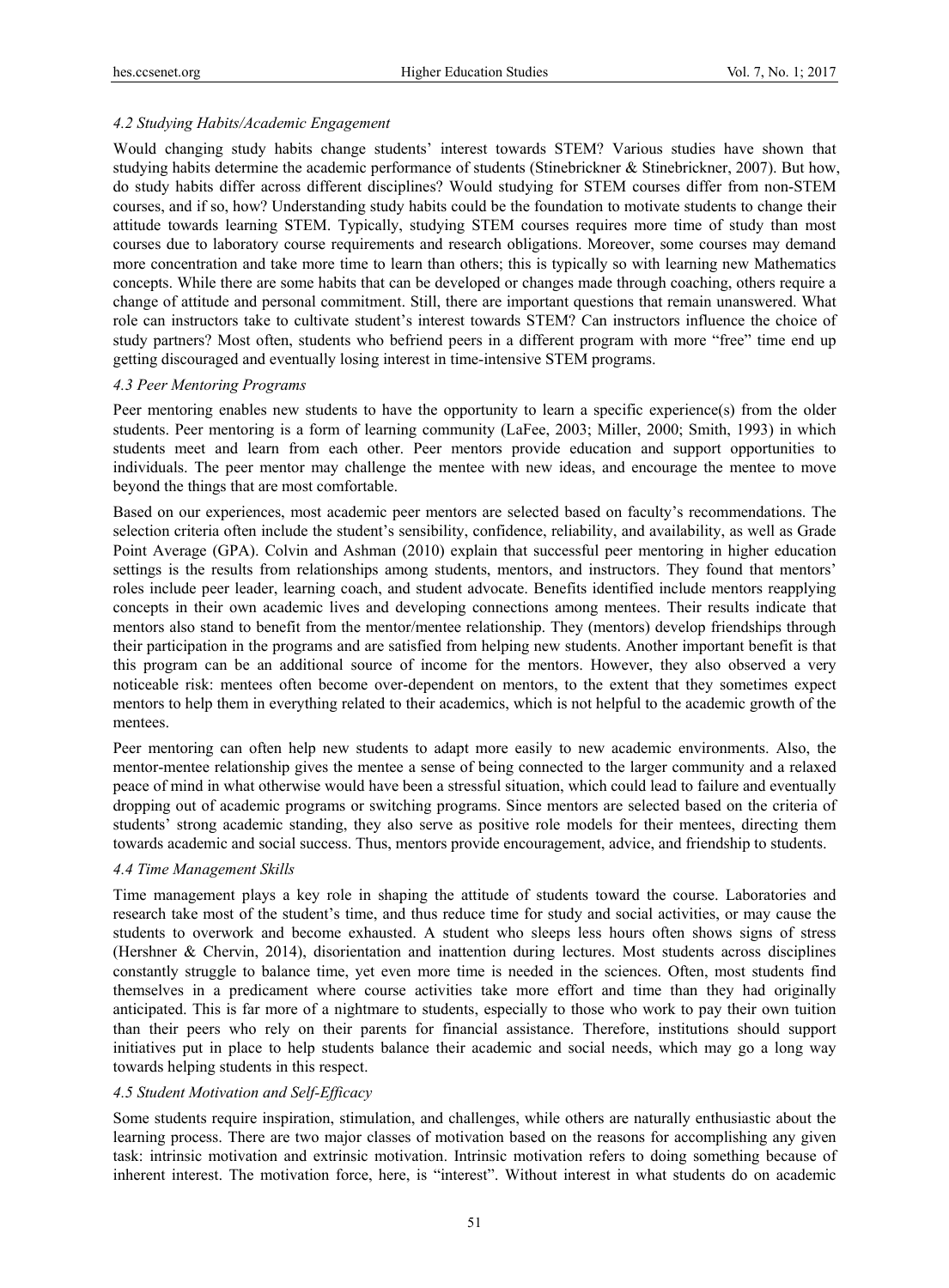#### *4.2 Studying Habits/Academic Engagement*

Would changing study habits change students' interest towards STEM? Various studies have shown that studying habits determine the academic performance of students (Stinebrickner & Stinebrickner, 2007). But how, do study habits differ across different disciplines? Would studying for STEM courses differ from non-STEM courses, and if so, how? Understanding study habits could be the foundation to motivate students to change their attitude towards learning STEM. Typically, studying STEM courses requires more time of study than most courses due to laboratory course requirements and research obligations. Moreover, some courses may demand more concentration and take more time to learn than others; this is typically so with learning new Mathematics concepts. While there are some habits that can be developed or changes made through coaching, others require a change of attitude and personal commitment. Still, there are important questions that remain unanswered. What role can instructors take to cultivate student's interest towards STEM? Can instructors influence the choice of study partners? Most often, students who befriend peers in a different program with more "free" time end up getting discouraged and eventually losing interest in time-intensive STEM programs.

#### *4.3 Peer Mentoring Programs*

Peer mentoring enables new students to have the opportunity to learn a specific experience(s) from the older students. Peer mentoring is a form of learning community (LaFee, 2003; Miller, 2000; Smith, 1993) in which students meet and learn from each other. Peer mentors provide education and support opportunities to individuals. The peer mentor may challenge the mentee with new ideas, and encourage the mentee to move beyond the things that are most comfortable.

Based on our experiences, most academic peer mentors are selected based on faculty's recommendations. The selection criteria often include the student's sensibility, confidence, reliability, and availability, as well as Grade Point Average (GPA). Colvin and Ashman (2010) explain that successful peer mentoring in higher education settings is the results from relationships among students, mentors, and instructors. They found that mentors' roles include peer leader, learning coach, and student advocate. Benefits identified include mentors reapplying concepts in their own academic lives and developing connections among mentees. Their results indicate that mentors also stand to benefit from the mentor/mentee relationship. They (mentors) develop friendships through their participation in the programs and are satisfied from helping new students. Another important benefit is that this program can be an additional source of income for the mentors. However, they also observed a very noticeable risk: mentees often become over-dependent on mentors, to the extent that they sometimes expect mentors to help them in everything related to their academics, which is not helpful to the academic growth of the mentees.

Peer mentoring can often help new students to adapt more easily to new academic environments. Also, the mentor-mentee relationship gives the mentee a sense of being connected to the larger community and a relaxed peace of mind in what otherwise would have been a stressful situation, which could lead to failure and eventually dropping out of academic programs or switching programs. Since mentors are selected based on the criteria of students' strong academic standing, they also serve as positive role models for their mentees, directing them towards academic and social success. Thus, mentors provide encouragement, advice, and friendship to students.

#### *4.4 Time Management Skills*

Time management plays a key role in shaping the attitude of students toward the course. Laboratories and research take most of the student's time, and thus reduce time for study and social activities, or may cause the students to overwork and become exhausted. A student who sleeps less hours often shows signs of stress (Hershner & Chervin, 2014), disorientation and inattention during lectures. Most students across disciplines constantly struggle to balance time, yet even more time is needed in the sciences. Often, most students find themselves in a predicament where course activities take more effort and time than they had originally anticipated. This is far more of a nightmare to students, especially to those who work to pay their own tuition than their peers who rely on their parents for financial assistance. Therefore, institutions should support initiatives put in place to help students balance their academic and social needs, which may go a long way towards helping students in this respect.

#### *4.5 Student Motivation and Self-Efficacy*

Some students require inspiration, stimulation, and challenges, while others are naturally enthusiastic about the learning process. There are two major classes of motivation based on the reasons for accomplishing any given task: intrinsic motivation and extrinsic motivation. Intrinsic motivation refers to doing something because of inherent interest. The motivation force, here, is "interest". Without interest in what students do on academic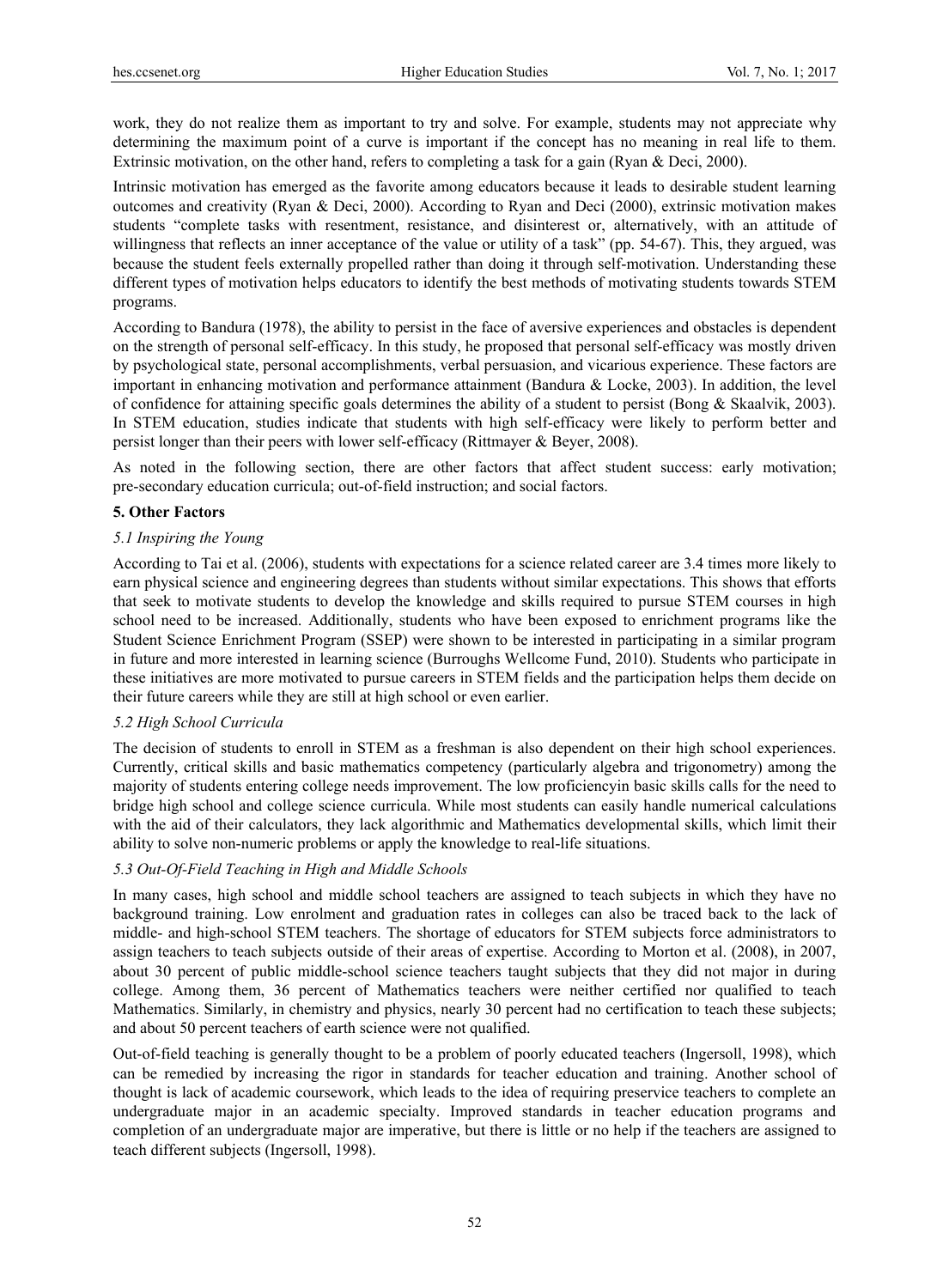work, they do not realize them as important to try and solve. For example, students may not appreciate why determining the maximum point of a curve is important if the concept has no meaning in real life to them. Extrinsic motivation, on the other hand, refers to completing a task for a gain (Ryan & Deci, 2000).

Intrinsic motivation has emerged as the favorite among educators because it leads to desirable student learning outcomes and creativity (Ryan & Deci, 2000). According to Ryan and Deci (2000), extrinsic motivation makes students "complete tasks with resentment, resistance, and disinterest or, alternatively, with an attitude of willingness that reflects an inner acceptance of the value or utility of a task" (pp. 54-67). This, they argued, was because the student feels externally propelled rather than doing it through self-motivation. Understanding these different types of motivation helps educators to identify the best methods of motivating students towards STEM programs.

According to Bandura (1978), the ability to persist in the face of aversive experiences and obstacles is dependent on the strength of personal self-efficacy. In this study, he proposed that personal self-efficacy was mostly driven by psychological state, personal accomplishments, verbal persuasion, and vicarious experience. These factors are important in enhancing motivation and performance attainment (Bandura & Locke, 2003). In addition, the level of confidence for attaining specific goals determines the ability of a student to persist (Bong & Skaalvik, 2003). In STEM education, studies indicate that students with high self-efficacy were likely to perform better and persist longer than their peers with lower self-efficacy (Rittmayer & Beyer, 2008).

As noted in the following section, there are other factors that affect student success: early motivation; pre-secondary education curricula; out-of-field instruction; and social factors.

## 5. Other Factors

### *5.1 Inspiring the Young*

According to Tai et al. (2006), students with expectations for a science related career are 3.4 times more likely to earn physical science and engineering degrees than students without similar expectations. This shows that efforts that seek to motivate students to develop the knowledge and skills required to pursue STEM courses in high school need to be increased. Additionally, students who have been exposed to enrichment programs like the Student Science Enrichment Program (SSEP) were shown to be interested in participating in a similar program in future and more interested in learning science (Burroughs Wellcome Fund, 2010). Students who participate in these initiatives are more motivated to pursue careers in STEM fields and the participation helps them decide on their future careers while they are still at high school or even earlier.

### *5.2 High School Curricula*

The decision of students to enroll in STEM as a freshman is also dependent on their high school experiences. Currently, critical skills and basic mathematics competency (particularly algebra and trigonometry) among the majority of students entering college needs improvement. The low proficiencyin basic skills calls for the need to bridge high school and college science curricula. While most students can easily handle numerical calculations with the aid of their calculators, they lack algorithmic and Mathematics developmental skills, which limit their ability to solve non-numeric problems or apply the knowledge to real-life situations.

### *5.3 Out-Of-Field Teaching in High and Middle Schools*

In many cases, high school and middle school teachers are assigned to teach subjects in which they have no background training. Low enrolment and graduation rates in colleges can also be traced back to the lack of middle- and high-school STEM teachers. The shortage of educators for STEM subjects force administrators to assign teachers to teach subjects outside of their areas of expertise. According to Morton et al. (2008), in 2007, about 30 percent of public middle-school science teachers taught subjects that they did not major in during college. Among them, 36 percent of Mathematics teachers were neither certified nor qualified to teach Mathematics. Similarly, in chemistry and physics, nearly 30 percent had no certification to teach these subjects; and about 50 percent teachers of earth science were not qualified.

Out-of-field teaching is generally thought to be a problem of poorly educated teachers (Ingersoll, 1998), which can be remedied by increasing the rigor in standards for teacher education and training. Another school of thought is lack of academic coursework, which leads to the idea of requiring preservice teachers to complete an undergraduate major in an academic specialty. Improved standards in teacher education programs and completion of an undergraduate major are imperative, but there is little or no help if the teachers are assigned to teach different subjects (Ingersoll, 1998).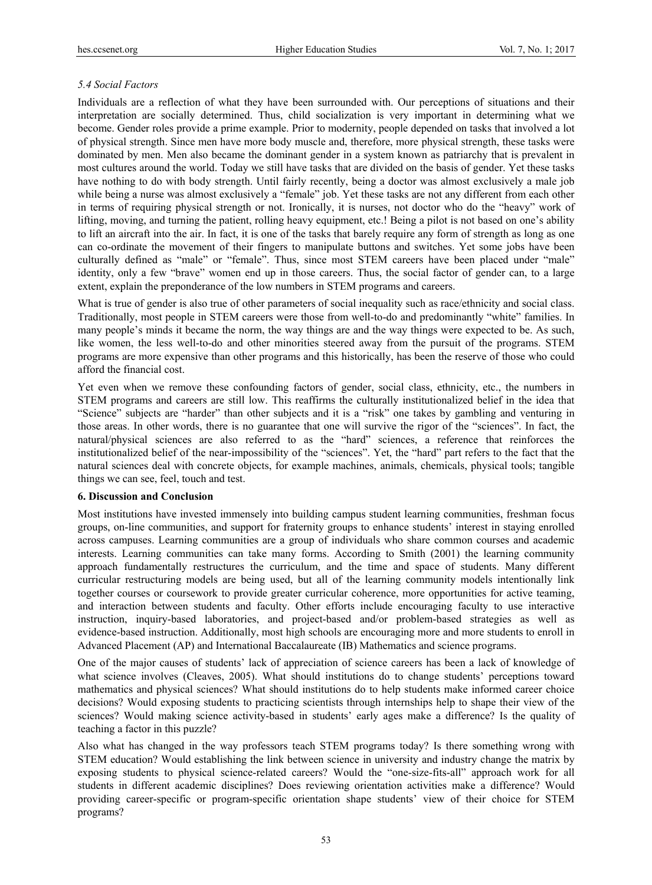### *5.4 Social Factors*

Individuals are a reflection of what they have been surrounded with. Our perceptions of situations and their interpretation are socially determined. Thus, child socialization is very important in determining what we become. Gender roles provide a prime example. Prior to modernity, people depended on tasks that involved a lot of physical strength. Since men have more body muscle and, therefore, more physical strength, these tasks were dominated by men. Men also became the dominant gender in a system known as patriarchy that is prevalent in most cultures around the world. Today we still have tasks that are divided on the basis of gender. Yet these tasks have nothing to do with body strength. Until fairly recently, being a doctor was almost exclusively a male job while being a nurse was almost exclusively a "female" job. Yet these tasks are not any different from each other in terms of requiring physical strength or not. Ironically, it is nurses, not doctor who do the "heavy" work of lifting, moving, and turning the patient, rolling heavy equipment, etc.! Being a pilot is not based on one's ability to lift an aircraft into the air. In fact, it is one of the tasks that barely require any form of strength as long as one can co-ordinate the movement of their fingers to manipulate buttons and switches. Yet some jobs have been culturally defined as "male" or "female". Thus, since most STEM careers have been placed under "male" identity, only a few "brave" women end up in those careers. Thus, the social factor of gender can, to a large extent, explain the preponderance of the low numbers in STEM programs and careers.

What is true of gender is also true of other parameters of social inequality such as race/ethnicity and social class. Traditionally, most people in STEM careers were those from well-to-do and predominantly "white" families. In many people's minds it became the norm, the way things are and the way things were expected to be. As such, like women, the less well-to-do and other minorities steered away from the pursuit of the programs. STEM programs are more expensive than other programs and this historically, has been the reserve of those who could afford the financial cost.

Yet even when we remove these confounding factors of gender, social class, ethnicity, etc., the numbers in STEM programs and careers are still low. This reaffirms the culturally institutionalized belief in the idea that "Science" subjects are "harder" than other subjects and it is a "risk" one takes by gambling and venturing in those areas. In other words, there is no guarantee that one will survive the rigor of the "sciences". In fact, the natural/physical sciences are also referred to as the "hard" sciences, a reference that reinforces the institutionalized belief of the near-impossibility of the "sciences". Yet, the "hard" part refers to the fact that the natural sciences deal with concrete objects, for example machines, animals, chemicals, physical tools; tangible things we can see, feel, touch and test.

## 6. Discussion and Conclusion

Most institutions have invested immensely into building campus student learning communities, freshman focus groups, on-line communities, and support for fraternity groups to enhance students' interest in staying enrolled across campuses. Learning communities are a group of individuals who share common courses and academic interests. Learning communities can take many forms. According to Smith (2001) the learning community approach fundamentally restructures the curriculum, and the time and space of students. Many different curricular restructuring models are being used, but all of the learning community models intentionally link together courses or coursework to provide greater curricular coherence, more opportunities for active teaming, and interaction between students and faculty. Other efforts include encouraging faculty to use interactive instruction, inquiry-based laboratories, and project-based and/or problem-based strategies as well as evidence-based instruction. Additionally, most high schools are encouraging more and more students to enroll in Advanced Placement (AP) and International Baccalaureate (IB) Mathematics and science programs.

One of the major causes of students' lack of appreciation of science careers has been a lack of knowledge of what science involves (Cleaves, 2005). What should institutions do to change students' perceptions toward mathematics and physical sciences? What should institutions do to help students make informed career choice decisions? Would exposing students to practicing scientists through internships help to shape their view of the sciences? Would making science activity-based in students' early ages make a difference? Is the quality of teaching a factor in this puzzle?

Also what has changed in the way professors teach STEM programs today? Is there something wrong with STEM education? Would establishing the link between science in university and industry change the matrix by exposing students to physical science-related careers? Would the "one-size-fits-all" approach work for all students in different academic disciplines? Does reviewing orientation activities make a difference? Would providing career-specific or program-specific orientation shape students' view of their choice for STEM programs?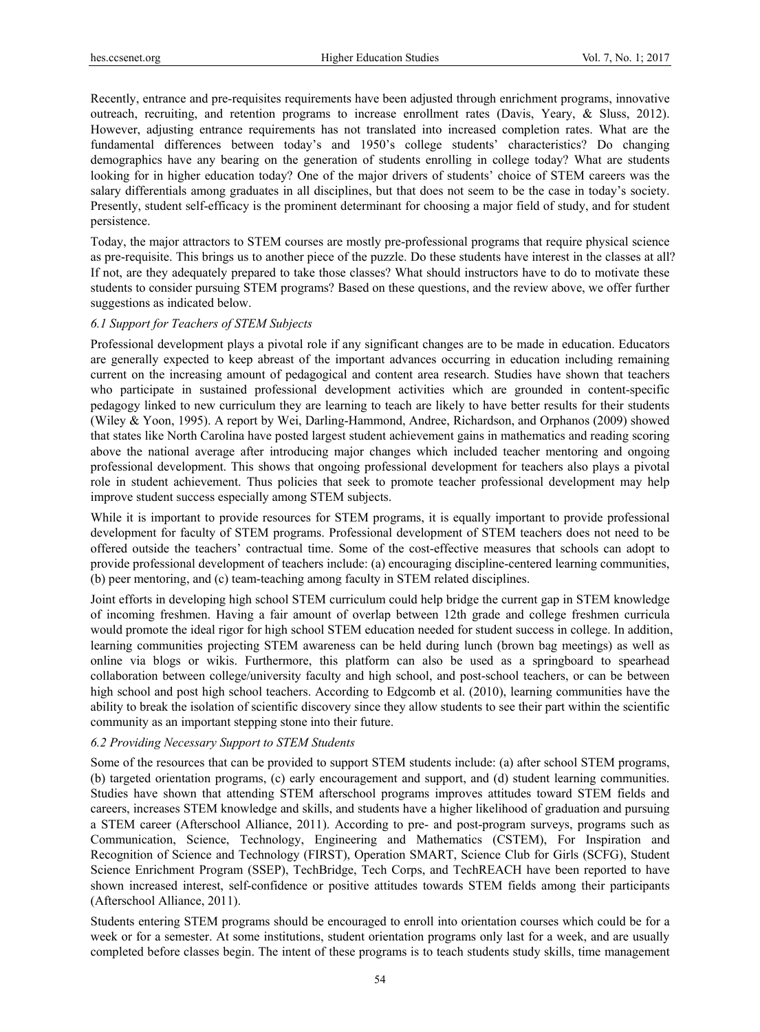Recently, entrance and pre-requisites requirements have been adjusted through enrichment programs, innovative outreach, recruiting, and retention programs to increase enrollment rates (Davis, Yeary, & Sluss, 2012). However, adjusting entrance requirements has not translated into increased completion rates. What are the fundamental differences between today's and 1950's college students' characteristics? Do changing demographics have any bearing on the generation of students enrolling in college today? What are students looking for in higher education today? One of the major drivers of students' choice of STEM careers was the salary differentials among graduates in all disciplines, but that does not seem to be the case in today's society. Presently, student self-efficacy is the prominent determinant for choosing a major field of study, and for student persistence.

Today, the major attractors to STEM courses are mostly pre-professional programs that require physical science as pre-requisite. This brings us to another piece of the puzzle. Do these students have interest in the classes at all? If not, are they adequately prepared to take those classes? What should instructors have to do to motivate these students to consider pursuing STEM programs? Based on these questions, and the review above, we offer further suggestions as indicated below.

### *6.1 Support for Teachers of STEM Subjects*

Professional development plays a pivotal role if any significant changes are to be made in education. Educators are generally expected to keep abreast of the important advances occurring in education including remaining current on the increasing amount of pedagogical and content area research. Studies have shown that teachers who participate in sustained professional development activities which are grounded in content-specific pedagogy linked to new curriculum they are learning to teach are likely to have better results for their students (Wiley & Yoon, 1995). A report by Wei, Darling-Hammond, Andree, Richardson, and Orphanos (2009) showed that states like North Carolina have posted largest student achievement gains in mathematics and reading scoring above the national average after introducing major changes which included teacher mentoring and ongoing professional development. This shows that ongoing professional development for teachers also plays a pivotal role in student achievement. Thus policies that seek to promote teacher professional development may help improve student success especially among STEM subjects.

While it is important to provide resources for STEM programs, it is equally important to provide professional development for faculty of STEM programs. Professional development of STEM teachers does not need to be offered outside the teachers' contractual time. Some of the cost-effective measures that schools can adopt to provide professional development of teachers include: (a) encouraging discipline-centered learning communities, (b) peer mentoring, and (c) team-teaching among faculty in STEM related disciplines.

Joint efforts in developing high school STEM curriculum could help bridge the current gap in STEM knowledge of incoming freshmen. Having a fair amount of overlap between 12th grade and college freshmen curricula would promote the ideal rigor for high school STEM education needed for student success in college. In addition, learning communities projecting STEM awareness can be held during lunch (brown bag meetings) as well as online via blogs or wikis. Furthermore, this platform can also be used as a springboard to spearhead collaboration between college/university faculty and high school, and post-school teachers, or can be between high school and post high school teachers. According to Edgcomb et al. (2010), learning communities have the ability to break the isolation of scientific discovery since they allow students to see their part within the scientific community as an important stepping stone into their future.

### *6.2 Providing Necessary Support to STEM Students*

Some of the resources that can be provided to support STEM students include: (a) after school STEM programs, (b) targeted orientation programs, (c) early encouragement and support, and (d) student learning communities. Studies have shown that attending STEM afterschool programs improves attitudes toward STEM fields and careers, increases STEM knowledge and skills, and students have a higher likelihood of graduation and pursuing a STEM career (Afterschool Alliance, 2011). According to pre- and post-program surveys, programs such as Communication, Science, Technology, Engineering and Mathematics (CSTEM), For Inspiration and Recognition of Science and Technology (FIRST), Operation SMART, Science Club for Girls (SCFG), Student Science Enrichment Program (SSEP), TechBridge, Tech Corps, and TechREACH have been reported to have shown increased interest, self-confidence or positive attitudes towards STEM fields among their participants (Afterschool Alliance, 2011).

Students entering STEM programs should be encouraged to enroll into orientation courses which could be for a week or for a semester. At some institutions, student orientation programs only last for a week, and are usually completed before classes begin. The intent of these programs is to teach students study skills, time management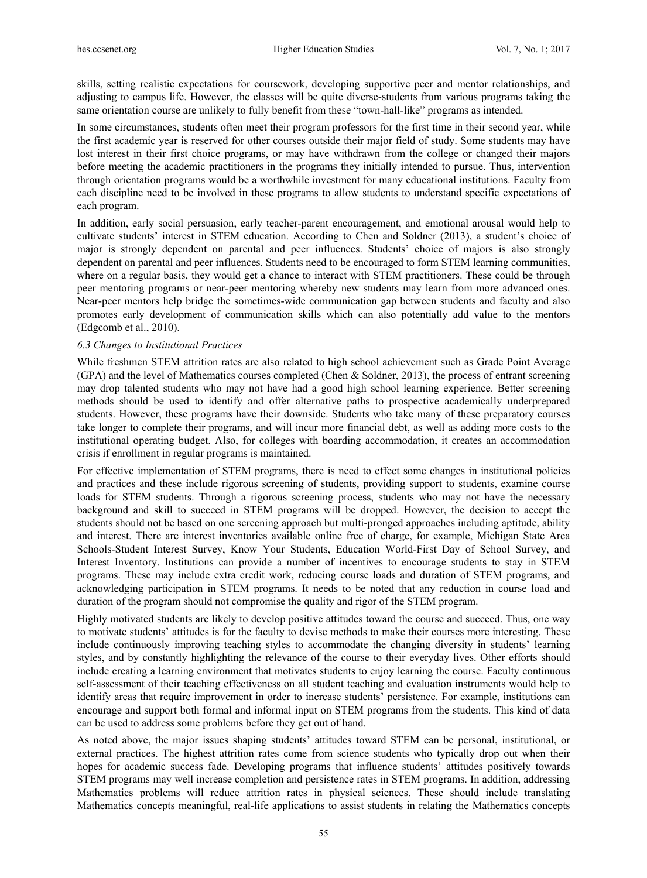skills, setting realistic expectations for coursework, developing supportive peer and mentor relationships, and adjusting to campus life. However, the classes will be quite diverse-students from various programs taking the same orientation course are unlikely to fully benefit from these "town-hall-like" programs as intended.

In some circumstances, students often meet their program professors for the first time in their second year, while the first academic year is reserved for other courses outside their major field of study. Some students may have lost interest in their first choice programs, or may have withdrawn from the college or changed their majors before meeting the academic practitioners in the programs they initially intended to pursue. Thus, intervention through orientation programs would be a worthwhile investment for many educational institutions. Faculty from each discipline need to be involved in these programs to allow students to understand specific expectations of each program.

In addition, early social persuasion, early teacher-parent encouragement, and emotional arousal would help to cultivate students' interest in STEM education. According to Chen and Soldner (2013), a student's choice of major is strongly dependent on parental and peer influences. Students' choice of majors is also strongly dependent on parental and peer influences. Students need to be encouraged to form STEM learning communities, where on a regular basis, they would get a chance to interact with STEM practitioners. These could be through peer mentoring programs or near-peer mentoring whereby new students may learn from more advanced ones. Near-peer mentors help bridge the sometimes-wide communication gap between students and faculty and also promotes early development of communication skills which can also potentially add value to the mentors (Edgcomb et al., 2010).

### *6.3 Changes to Institutional Practices*

While freshmen STEM attrition rates are also related to high school achievement such as Grade Point Average (GPA) and the level of Mathematics courses completed (Chen & Soldner, 2013), the process of entrant screening may drop talented students who may not have had a good high school learning experience. Better screening methods should be used to identify and offer alternative paths to prospective academically underprepared students. However, these programs have their downside. Students who take many of these preparatory courses take longer to complete their programs, and will incur more financial debt, as well as adding more costs to the institutional operating budget. Also, for colleges with boarding accommodation, it creates an accommodation crisis if enrollment in regular programs is maintained.

For effective implementation of STEM programs, there is need to effect some changes in institutional policies and practices and these include rigorous screening of students, providing support to students, examine course loads for STEM students. Through a rigorous screening process, students who may not have the necessary background and skill to succeed in STEM programs will be dropped. However, the decision to accept the students should not be based on one screening approach but multi-pronged approaches including aptitude, ability and interest. There are interest inventories available online free of charge, for example, Michigan State Area Schools-Student Interest Survey, Know Your Students, Education World-First Day of School Survey, and Interest Inventory. Institutions can provide a number of incentives to encourage students to stay in STEM programs. These may include extra credit work, reducing course loads and duration of STEM programs, and acknowledging participation in STEM programs. It needs to be noted that any reduction in course load and duration of the program should not compromise the quality and rigor of the STEM program.

Highly motivated students are likely to develop positive attitudes toward the course and succeed. Thus, one way to motivate students' attitudes is for the faculty to devise methods to make their courses more interesting. These include continuously improving teaching styles to accommodate the changing diversity in students' learning styles, and by constantly highlighting the relevance of the course to their everyday lives. Other efforts should include creating a learning environment that motivates students to enjoy learning the course. Faculty continuous self-assessment of their teaching effectiveness on all student teaching and evaluation instruments would help to identify areas that require improvement in order to increase students' persistence. For example, institutions can encourage and support both formal and informal input on STEM programs from the students. This kind of data can be used to address some problems before they get out of hand.

As noted above, the major issues shaping students' attitudes toward STEM can be personal, institutional, or external practices. The highest attrition rates come from science students who typically drop out when their hopes for academic success fade. Developing programs that influence students' attitudes positively towards STEM programs may well increase completion and persistence rates in STEM programs. In addition, addressing Mathematics problems will reduce attrition rates in physical sciences. These should include translating Mathematics concepts meaningful, real-life applications to assist students in relating the Mathematics concepts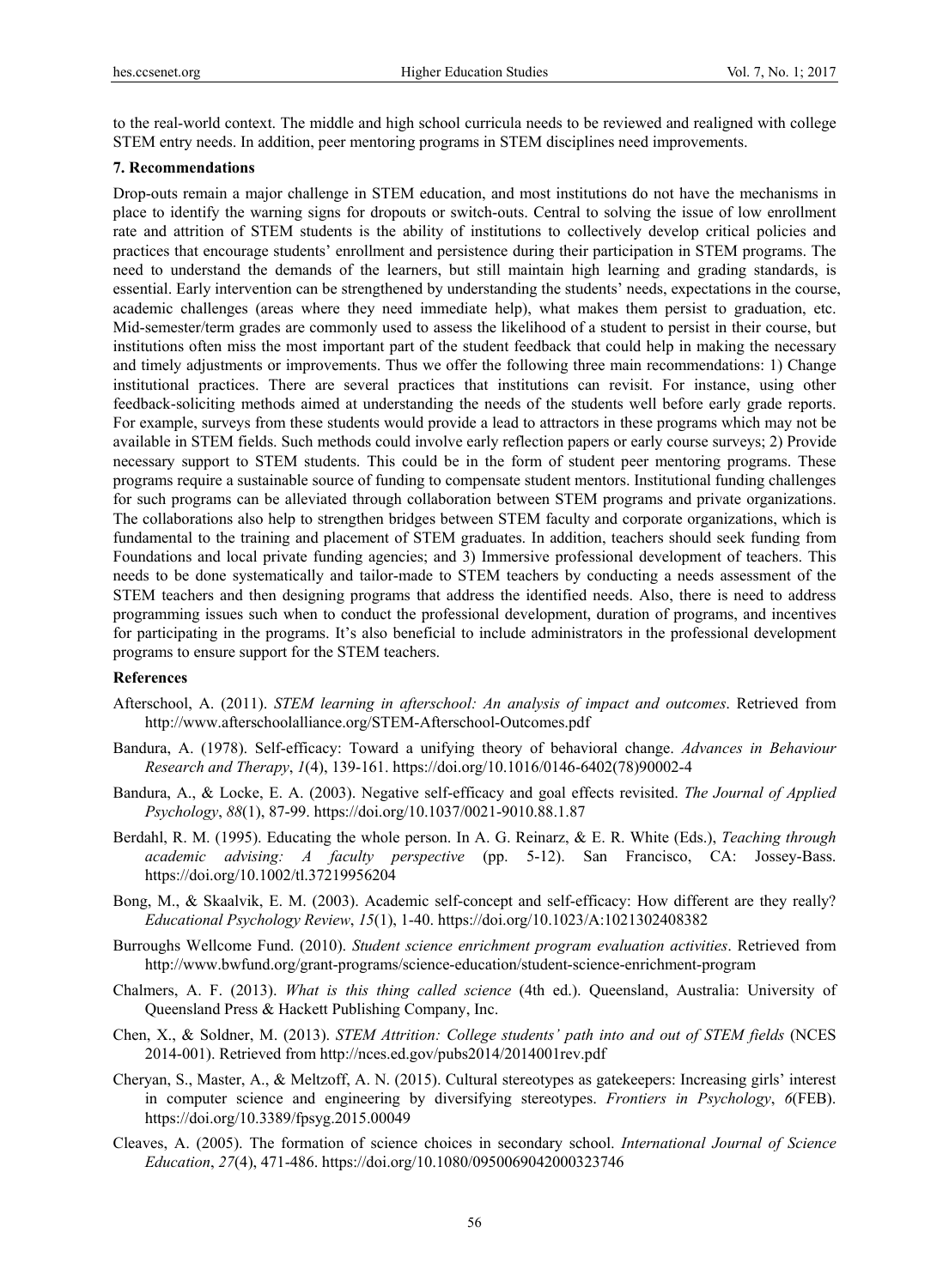to the real-world context. The middle and high school curricula needs to be reviewed and realigned with college STEM entry needs. In addition, peer mentoring programs in STEM disciplines need improvements.

### 7. Recommendations

Drop-outs remain a major challenge in STEM education, and most institutions do not have the mechanisms in place to identify the warning signs for dropouts or switch-outs. Central to solving the issue of low enrollment rate and attrition of STEM students is the ability of institutions to collectively develop critical policies and practices that encourage students' enrollment and persistence during their participation in STEM programs. The need to understand the demands of the learners, but still maintain high learning and grading standards, is essential. Early intervention can be strengthened by understanding the students' needs, expectations in the course, academic challenges (areas where they need immediate help), what makes them persist to graduation, etc. Mid-semester/term grades are commonly used to assess the likelihood of a student to persist in their course, but institutions often miss the most important part of the student feedback that could help in making the necessary and timely adjustments or improvements. Thus we offer the following three main recommendations: 1) Change institutional practices. There are several practices that institutions can revisit. For instance, using other feedback-soliciting methods aimed at understanding the needs of the students well before early grade reports. For example, surveys from these students would provide a lead to attractors in these programs which may not be available in STEM fields. Such methods could involve early reflection papers or early course surveys; 2) Provide necessary support to STEM students. This could be in the form of student peer mentoring programs. These programs require a sustainable source of funding to compensate student mentors. Institutional funding challenges for such programs can be alleviated through collaboration between STEM programs and private organizations. The collaborations also help to strengthen bridges between STEM faculty and corporate organizations, which is fundamental to the training and placement of STEM graduates. In addition, teachers should seek funding from Foundations and local private funding agencies; and 3) Immersive professional development of teachers. This needs to be done systematically and tailor-made to STEM teachers by conducting a needs assessment of the STEM teachers and then designing programs that address the identified needs. Also, there is need to address programming issues such when to conduct the professional development, duration of programs, and incentives for participating in the programs. It's also beneficial to include administrators in the professional development programs to ensure support for the STEM teachers.

### References

Afterschool, A. (2011). *STEM learning in afterschool: An analysis of impact and outcomes*. Retrieved from http://www.afterschoolalliance.org/STEM-Afterschool-Outcomes.pdf

Bandura, A. (1978). Self-efficacy: Toward a unifying theory of behavioral change. *Advances in Behaviour Research and Therapy*, *1*(4), 139-161. https://doi.org/10.1016/0146-6402(78)90002-4

Bandura, A., & Locke, E. A. (2003). Negative self-efficacy and goal effects revisited. *The Journal of Applied Psychology*, *88*(1), 87-99. https://doi.org/10.1037/0021-9010.88.1.87

Berdahl, R. M. (1995). Educating the whole person. In A. G. Reinarz, & E. R. White (Eds.), *Teaching through academic advising: A faculty perspective* (pp. 5-12). San Francisco, CA: Jossey-Bass. https://doi.org/10.1002/tl.37219956204

Bong, M., & Skaalvik, E. M. (2003). Academic self-concept and self-efficacy: How different are they really? *Educational Psychology Review*, *15*(1), 1-40. https://doi.org/10.1023/A:1021302408382

Burroughs Wellcome Fund. (2010). *Student science enrichment program evaluation activities*. Retrieved from http://www.bwfund.org/grant-programs/science-education/student-science-enrichment-program

Chalmers, A. F. (2013). *What is this thing called science* (4th ed.). Queensland, Australia: University of Queensland Press & Hackett Publishing Company, Inc.

Chen, X., & Soldner, M. (2013). *STEM Attrition: College students' path into and out of STEM fields* (NCES 2014-001). Retrieved from http://nces.ed.gov/pubs2014/2014001rev.pdf

Cheryan, S., Master, A., & Meltzoff, A. N. (2015). Cultural stereotypes as gatekeepers: Increasing girls' interest in computer science and engineering by diversifying stereotypes. *Frontiers in Psychology*, *6*(FEB). https://doi.org/10.3389/fpsyg.2015.00049

Cleaves, A. (2005). The formation of science choices in secondary school. *International Journal of Science Education*, *27*(4), 471-486. https://doi.org/10.1080/0950069042000323746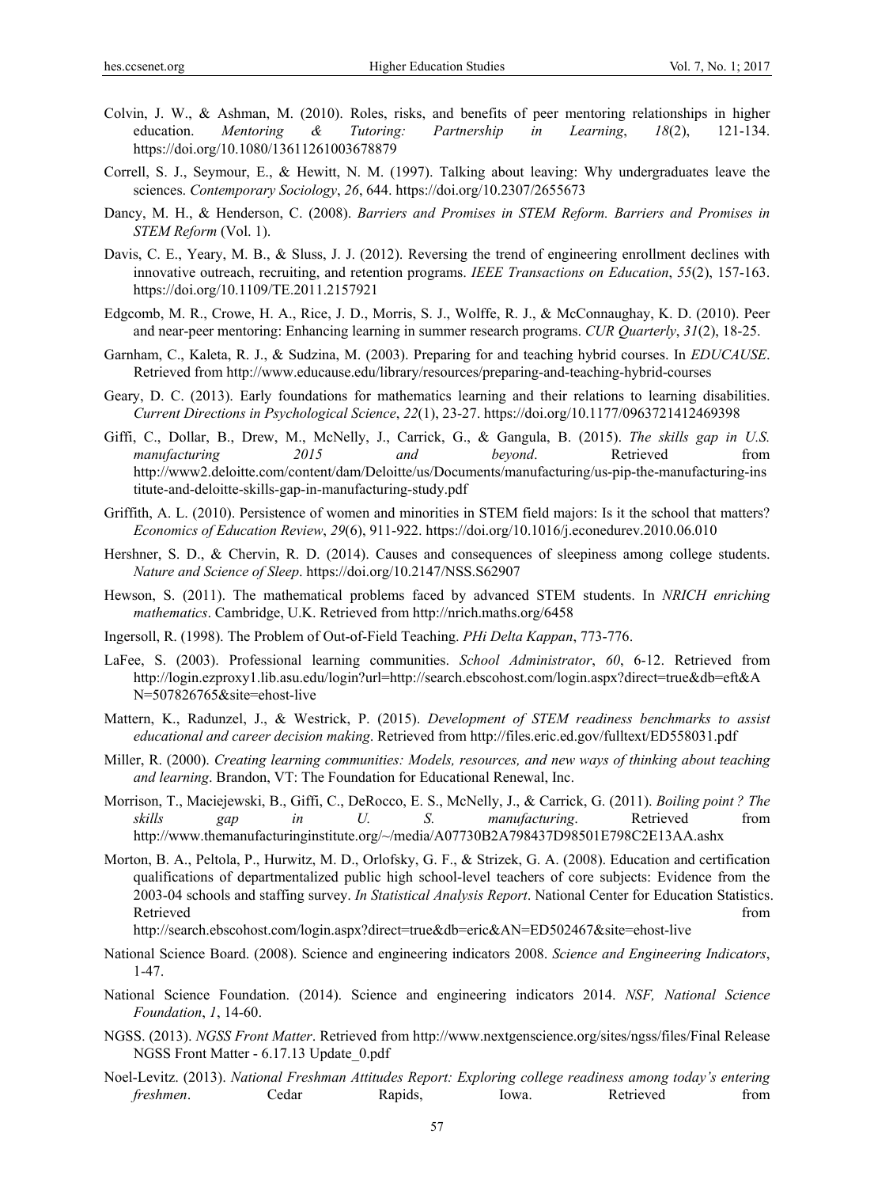Colvin, J. W., & Ashman, M. (2010). Roles, risks, and benefits of peer mentoring relationships in higher education. *Mentoring & Tutoring: Partnership in Learning*, *18*(2), 121-134. https://doi.org/10.1080/13611261003678879

Correll, S. J., Seymour, E., & Hewitt, N. M. (1997). Talking about leaving: Why undergraduates leave the sciences. *Contemporary Sociology*, *26*, 644. https://doi.org/10.2307/2655673

Dancy, M. H., & Henderson, C. (2008). *Barriers and Promises in STEM Reform. Barriers and Promises in STEM Reform* (Vol. 1).

Davis, C. E., Yeary, M. B., & Sluss, J. J. (2012). Reversing the trend of engineering enrollment declines with innovative outreach, recruiting, and retention programs. *IEEE Transactions on Education*, *55*(2), 157-163. https://doi.org/10.1109/TE.2011.2157921

Edgcomb, M. R., Crowe, H. A., Rice, J. D., Morris, S. J., Wolffe, R. J., & McConnaughay, K. D. (2010). Peer and near-peer mentoring: Enhancing learning in summer research programs. *CUR Quarterly*, *31*(2), 18-25.

Garnham, C., Kaleta, R. J., & Sudzina, M. (2003). Preparing for and teaching hybrid courses. In *EDUCAUSE*. Retrieved from http://www.educause.edu/library/resources/preparing-and-teaching-hybrid-courses

Geary, D. C. (2013). Early foundations for mathematics learning and their relations to learning disabilities. *Current Directions in Psychological Science*, *22*(1), 23-27. https://doi.org/10.1177/0963721412469398

Giffi, C., Dollar, B., Drew, M., McNelly, J., Carrick, G., & Gangula, B. (2015). *The skills gap in U.S. manufacturing 2015 and beyond*. Retrieved from http://www2.deloitte.com/content/dam/Deloitte/us/Documents/manufacturing/us-pip-the-manufacturing-institute-and-deloitte-skills-gap-in-manufacturing-study.pdf

Griffith, A. L. (2010). Persistence of women and minorities in STEM field majors: Is it the school that matters? *Economics of Education Review*, *29*(6), 911-922. https://doi.org/10.1016/j.econedurev.2010.06.010

Hershner, S. D., & Chervin, R. D. (2014). Causes and consequences of sleepiness among college students. *Nature and Science of Sleep*. https://doi.org/10.2147/NSS.S62907

Hewson, S. (2011). The mathematical problems faced by advanced STEM students. In *NRICH enriching mathematics*. Cambridge, U.K. Retrieved from http://nrich.maths.org/6458

Ingersoll, R. (1998). The Problem of Out-of-Field Teaching. *PHi Delta Kappan*, 773-776.

LaFee, S. (2003). Professional learning communities. *School Administrator*, *60*, 6-12. Retrieved from http://login.ezproxy1.lib.asu.edu/login?url=http://search.ebscohost.com/login.aspx?direct=true&db=eft&AN=507826765&site=ehost-live

Mattern, K., Radunzel, J., & Westrick, P. (2015). *Development of STEM readiness benchmarks to assist educational and career decision making*. Retrieved from http://files.eric.ed.gov/fulltext/ED558031.pdf

Miller, R. (2000). *Creating learning communities: Models, resources, and new ways of thinking about teaching and learning*. Brandon, VT: The Foundation for Educational Renewal, Inc.

Morrison, T., Maciejewski, B., Giffi, C., DeRocco, E. S., McNelly, J., & Carrick, G. (2011). *Boiling point ? The skills gap in U. S. manufacturing*. Retrieved from http://www.themanufacturinginstitute.org/~/media/A07730B2A798437D98501E798C2E13AA.ashx

Morton, B. A., Peltola, P., Hurwitz, M. D., Orlofsky, G. F., & Strizek, G. A. (2008). Education and certification qualifications of departmentalized public high school-level teachers of core subjects: Evidence from the 2003-04 schools and staffing survey. *In Statistical Analysis Report*. National Center for Education Statistics. Retrieved from http://search.ebscohost.com/login.aspx?direct=true&db=eric&AN=ED502467&site=ehost-live

National Science Board. (2008). Science and engineering indicators 2008. *Science and Engineering Indicators*, 1-47.

National Science Foundation. (2014). Science and engineering indicators 2014. *NSF, National Science Foundation*, *1*, 14-60.

NGSS. (2013). *NGSS Front Matter*. Retrieved from http://www.nextgenscience.org/sites/ngss/files/Final Release NGSS Front Matter - 6.17.13 Update_0.pdf

Noel-Levitz. (2013). *National Freshman Attitudes Report: Exploring college readiness among today's entering freshmen*. Cedar Rapids, Iowa. Retrieved from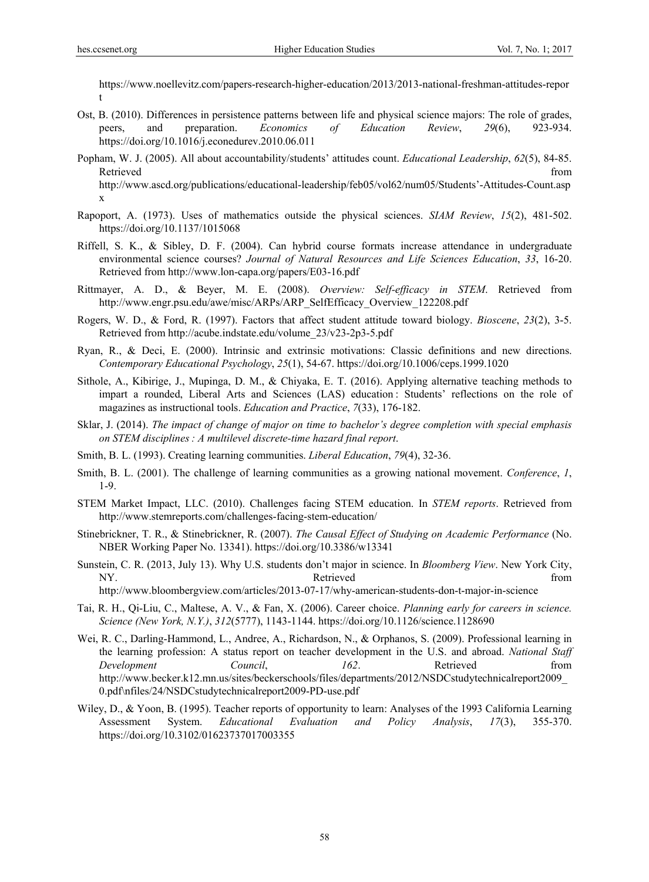https://www.noellevitz.com/papers-research-higher-education/2013/2013-national-freshman-attitudes-report

Ost, B. (2010). Differences in persistence patterns between life and physical science majors: The role of grades, peers, and preparation. *Economics of Education Review*, *29*(6), 923-934. https://doi.org/10.1016/j.econedurev.2010.06.011

Popham, W. J. (2005). All about accountability/students' attitudes count. *Educational Leadership*, *62*(5), 84-85. Retrieved from http://www.ascd.org/publications/educational-leadership/feb05/vol62/num05/Students'-Attitudes-Count.aspx

Rapoport, A. (1973). Uses of mathematics outside the physical sciences. *SIAM Review*, *15*(2), 481-502. https://doi.org/10.1137/1015068

Riffell, S. K., & Sibley, D. F. (2004). Can hybrid course formats increase attendance in undergraduate environmental science courses? *Journal of Natural Resources and Life Sciences Education*, *33*, 16-20. Retrieved from http://www.lon-capa.org/papers/E03-16.pdf

Rittmayer, A. D., & Beyer, M. E. (2008). *Overview: Self-efficacy in STEM*. Retrieved from http://www.engr.psu.edu/awe/misc/ARPs/ARP_SelfEfficacy_Overview_122208.pdf

Rogers, W. D., & Ford, R. (1997). Factors that affect student attitude toward biology. *Bioscene*, *23*(2), 3-5. Retrieved from http://acube.indstate.edu/volume_23/v23-2p3-5.pdf

Ryan, R., & Deci, E. (2000). Intrinsic and extrinsic motivations: Classic definitions and new directions. *Contemporary Educational Psychology*, *25*(1), 54-67. https://doi.org/10.1006/ceps.1999.1020

Sithole, A., Kibirige, J., Mupinga, D. M., & Chiyaka, E. T. (2016). Applying alternative teaching methods to impart a rounded, Liberal Arts and Sciences (LAS) education : Students' reflections on the role of magazines as instructional tools. *Education and Practice*, *7*(33), 176-182.

Sklar, J. (2014). *The impact of change of major on time to bachelor's degree completion with special emphasis on STEM disciplines : A multilevel discrete-time hazard final report*.

Smith, B. L. (1993). Creating learning communities. *Liberal Education*, *79*(4), 32-36.

Smith, B. L. (2001). The challenge of learning communities as a growing national movement. *Conference*, *1*, 1-9.

STEM Market Impact, LLC. (2010). Challenges facing STEM education. In *STEM reports*. Retrieved from http://www.stemreports.com/challenges-facing-stem-education/

Stinebrickner, T. R., & Stinebrickner, R. (2007). *The Causal Effect of Studying on Academic Performance* (No. NBER Working Paper No. 13341). https://doi.org/10.3386/w13341

Sunstein, C. R. (2013, July 13). Why U.S. students don't major in science. In *Bloomberg View*. New York City, NY. Retrieved from http://www.bloombergview.com/articles/2013-07-17/why-american-students-don-t-major-in-science

Tai, R. H., Qi-Liu, C., Maltese, A. V., & Fan, X. (2006). Career choice. *Planning early for careers in science. Science (New York, N.Y.)*, *312*(5777), 1143-1144. https://doi.org/10.1126/science.1128690

Wei, R. C., Darling-Hammond, L., Andree, A., Richardson, N., & Orphanos, S. (2009). Professional learning in the learning profession: A status report on teacher development in the U.S. and abroad. *National Staff Development Council*, *162*. Retrieved from http://www.becker.k12.mn.us/sites/beckerschools/files/departments/2012/NSDCstudytechnicalreport2009_0.pdf\nfiles/24/NSDCstudytechnicalreport2009-PD-use.pdf

Wiley, D., & Yoon, B. (1995). Teacher reports of opportunity to learn: Analyses of the 1993 California Learning Assessment System. *Educational Evaluation and Policy Analysis*, *17*(3), 355-370. https://doi.org/10.3102/01623737017003355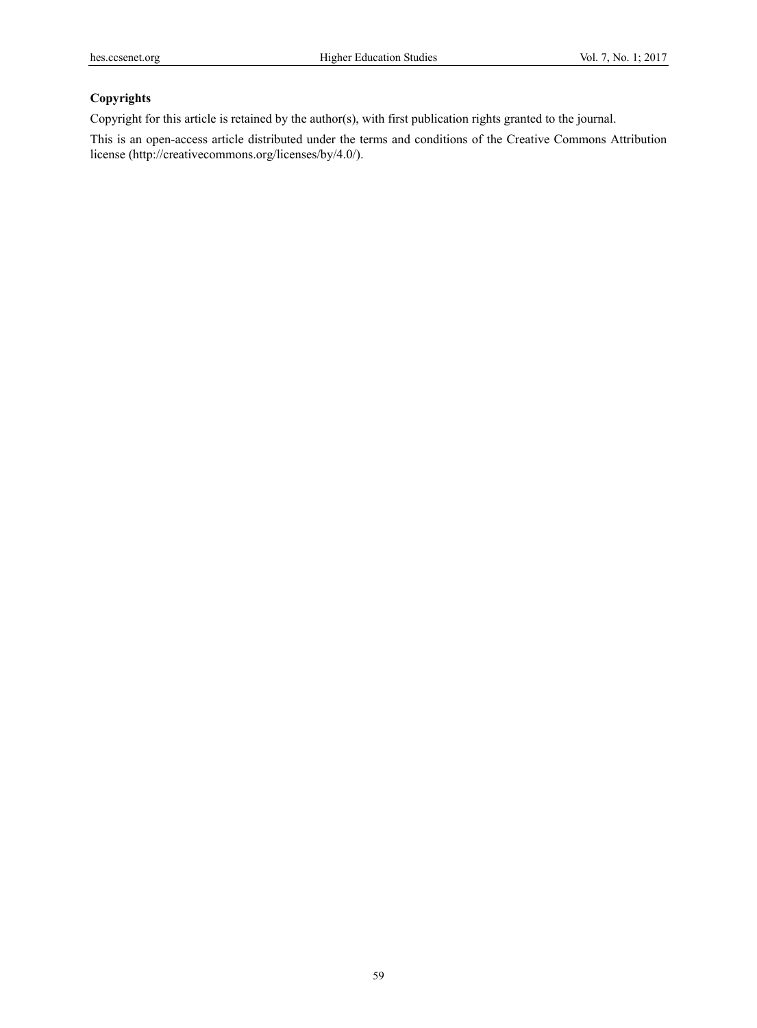**Copyrights**

Copyright for this article is retained by the author(s), with first publication rights granted to the journal.

This is an open-access article distributed under the terms and conditions of the Creative Commons Attribution license (http://creativecommons.org/licenses/by/4.0/).